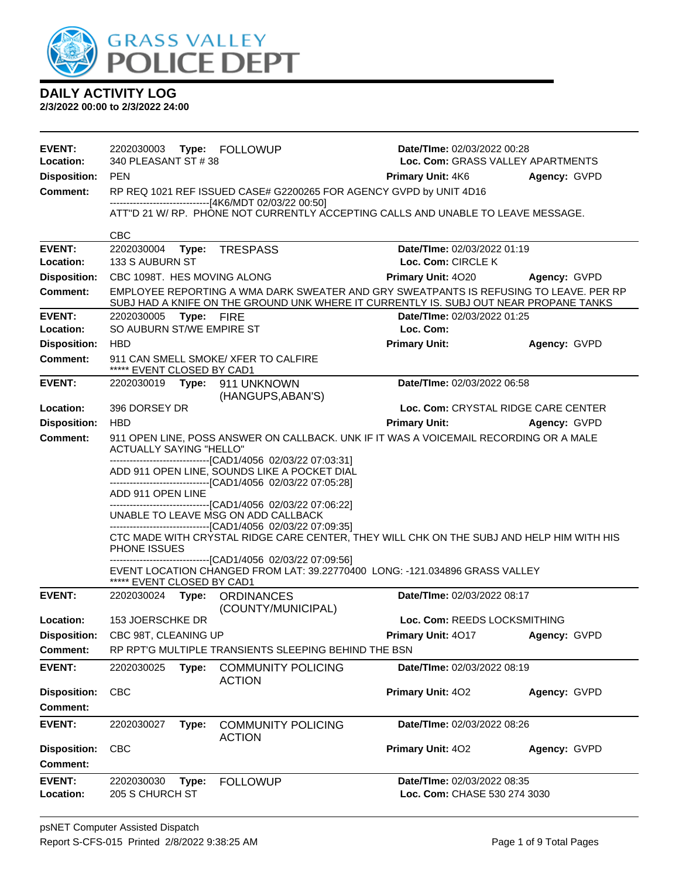# DAILY ACTIVITY LOG

**2/3/2022 00:00 to 2/3/2022 24:00**

---

**EVENT:** 2202030003 **Type:** FOLLOWUP **Date/TIme:** 02/03/2022 00:28
**Location:** 340 PLEASANT ST # 38 **Loc. Com:** GRASS VALLEY APARTMENTS
**Disposition:** PEN **Primary Unit:** 4K6 **Agency:** GVPD
**Comment:** RP REQ 1021 REF ISSUED CASE# G2200265 FOR AGENCY GVPD by UNIT 4D16
------------------------------[4K6/MDT 02/03/22 00:50]
ATT"D 21 W/ RP. PHONE NOT CURRENTLY ACCEPTING CALLS AND UNABLE TO LEAVE MESSAGE.

CBC

---

**EVENT:** 2202030004 **Type:** TRESPASS **Date/TIme:** 02/03/2022 01:19
**Location:** 133 S AUBURN ST **Loc. Com:** CIRCLE K
**Disposition:** CBC 1098T. HES MOVING ALONG **Primary Unit:** 4O20 **Agency:** GVPD
**Comment:** EMPLOYEE REPORTING A WMA DARK SWEATER AND GRY SWEATPANTS IS REFUSING TO LEAVE. PER RP SUBJ HAD A KNIFE ON THE GROUND UNK WHERE IT CURRENTLY IS. SUBJ OUT NEAR PROPANE TANKS

---

**EVENT:** 2202030005 **Type:** FIRE **Date/TIme:** 02/03/2022 01:25
**Location:** SO AUBURN ST/WE EMPIRE ST **Loc. Com:**
**Disposition:** HBD **Primary Unit:** **Agency:** GVPD
**Comment:** 911 CAN SMELL SMOKE/ XFER TO CALFIRE
***** EVENT CLOSED BY CAD1

---

**EVENT:** 2202030019 **Type:** 911 UNKNOWN (HANGUPS,ABAN'S) **Date/TIme:** 02/03/2022 06:58
**Location:** 396 DORSEY DR **Loc. Com:** CRYSTAL RIDGE CARE CENTER
**Disposition:** HBD **Primary Unit:** **Agency:** GVPD
**Comment:** 911 OPEN LINE, POSS ANSWER ON CALLBACK. UNK IF IT WAS A VOICEMAIL RECORDING OR A MALE ACTUALLY SAYING "HELLO"
------------------------------[CAD1/4056 02/03/22 07:03:31]
ADD 911 OPEN LINE, SOUNDS LIKE A POCKET DIAL
------------------------------[CAD1/4056 02/03/22 07:05:28]
ADD 911 OPEN LINE
------------------------------[CAD1/4056 02/03/22 07:06:22]
UNABLE TO LEAVE MSG ON ADD CALLBACK
------------------------------[CAD1/4056 02/03/22 07:09:35]
CTC MADE WITH CRYSTAL RIDGE CARE CENTER, THEY WILL CHK ON THE SUBJ AND HELP HIM WITH HIS PHONE ISSUES
------------------------------[CAD1/4056 02/03/22 07:09:56]
EVENT LOCATION CHANGED FROM LAT: 39.22770400 LONG: -121.034896 GRASS VALLEY
***** EVENT CLOSED BY CAD1

---

**EVENT:** 2202030024 **Type:** ORDINANCES (COUNTY/MUNICIPAL) **Date/TIme:** 02/03/2022 08:17
**Location:** 153 JOERSCHKE DR **Loc. Com:** REEDS LOCKSMITHING
**Disposition:** CBC 98T, CLEANING UP **Primary Unit:** 4O17 **Agency:** GVPD
**Comment:** RP RPT'G MULTIPLE TRANSIENTS SLEEPING BEHIND THE BSN

---

**EVENT:** 2202030025 **Type:** COMMUNITY POLICING ACTION **Date/TIme:** 02/03/2022 08:19
**Disposition:** CBC **Primary Unit:** 4O2 **Agency:** GVPD
**Comment:**

---

**EVENT:** 2202030027 **Type:** COMMUNITY POLICING ACTION **Date/TIme:** 02/03/2022 08:26
**Disposition:** CBC **Primary Unit:** 4O2 **Agency:** GVPD
**Comment:**

---

**EVENT:** 2202030030 **Type:** FOLLOWUP **Date/TIme:** 02/03/2022 08:35
**Location:** 205 S CHURCH ST **Loc. Com:** CHASE 530 274 3030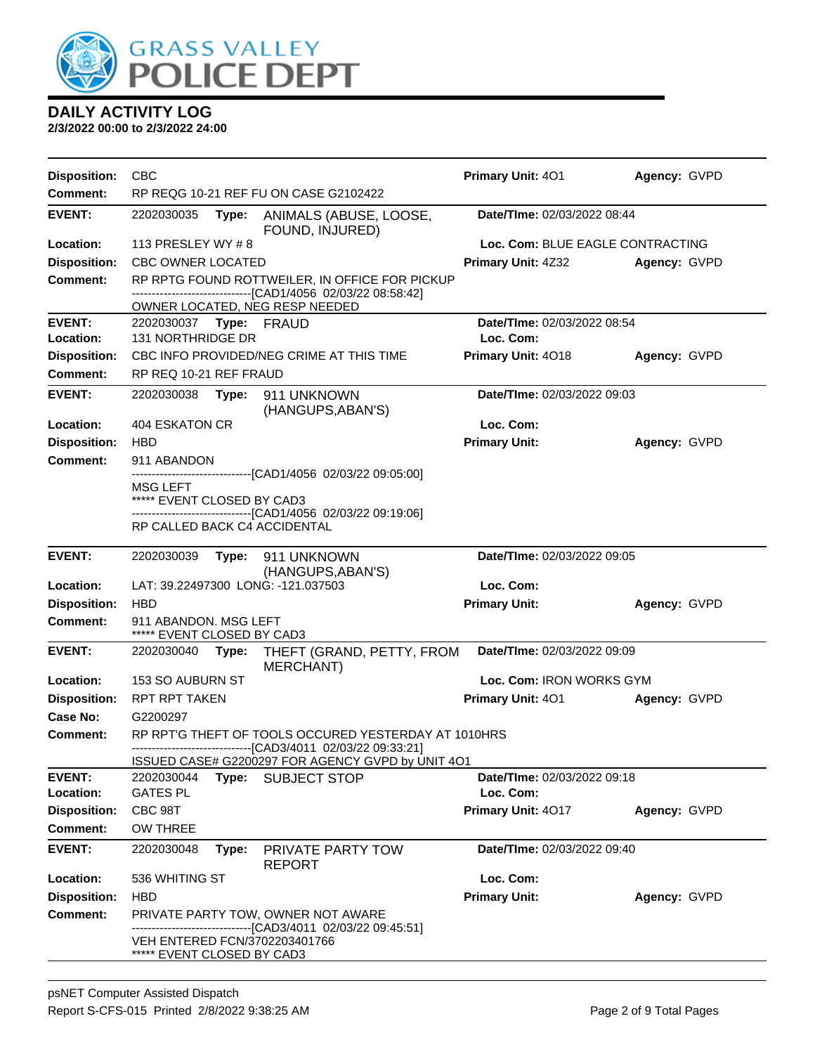# DAILY ACTIVITY LOG

**2/3/2022 00:00 to 2/3/2022 24:00**

| | | | |
|---|---|---|---|
| **Disposition:** CBC | | **Primary Unit:** 4O1 | **Agency:** GVPD |
| **Comment:** RP REQG 10-21 REF FU ON CASE G2102422 | | | |

| | | | |
|---|---|---|---|
| **EVENT:** 2202030035 | **Type:** ANIMALS (ABUSE, LOOSE, FOUND, INJURED) | **Date/TIme:** 02/03/2022 08:44 | |
| **Location:** 113 PRESLEY WY # 8 | | **Loc. Com:** BLUE EAGLE CONTRACTING | |
| **Disposition:** CBC OWNER LOCATED | | **Primary Unit:** 4Z32 | **Agency:** GVPD |
| **Comment:** RP RPTG FOUND ROTTWEILER, IN OFFICE FOR PICKUP<br>------------------------------[CAD1/4056 02/03/22 08:58:42]<br>OWNER LOCATED, NEG RESP NEEDED | | | |

| | | | |
|---|---|---|---|
| **EVENT:** 2202030037 | **Type:** FRAUD | **Date/TIme:** 02/03/2022 08:54 | |
| **Location:** 131 NORTHRIDGE DR | | **Loc. Com:** | |
| **Disposition:** CBC INFO PROVIDED/NEG CRIME AT THIS TIME | | **Primary Unit:** 4O18 | **Agency:** GVPD |
| **Comment:** RP REQ 10-21 REF FRAUD | | | |

| | | | |
|---|---|---|---|
| **EVENT:** 2202030038 | **Type:** 911 UNKNOWN (HANGUPS,ABAN'S) | **Date/TIme:** 02/03/2022 09:03 | |
| **Location:** 404 ESKATON CR | | **Loc. Com:** | |
| **Disposition:** HBD | | **Primary Unit:** | **Agency:** GVPD |
| **Comment:** 911 ABANDON<br>------------------------------[CAD1/4056 02/03/22 09:05:00]<br>MSG LEFT<br>***** EVENT CLOSED BY CAD3<br>------------------------------[CAD1/4056 02/03/22 09:19:06]<br>RP CALLED BACK C4 ACCIDENTAL | | | |

| | | | |
|---|---|---|---|
| **EVENT:** 2202030039 | **Type:** 911 UNKNOWN (HANGUPS,ABAN'S) | **Date/TIme:** 02/03/2022 09:05 | |
| **Location:** LAT: 39.22497300 LONG: -121.037503 | | **Loc. Com:** | |
| **Disposition:** HBD | | **Primary Unit:** | **Agency:** GVPD |
| **Comment:** 911 ABANDON. MSG LEFT<br>***** EVENT CLOSED BY CAD3 | | | |

| | | | |
|---|---|---|---|
| **EVENT:** 2202030040 | **Type:** THEFT (GRAND, PETTY, FROM MERCHANT) | **Date/TIme:** 02/03/2022 09:09 | |
| **Location:** 153 SO AUBURN ST | | **Loc. Com:** IRON WORKS GYM | |
| **Disposition:** RPT RPT TAKEN | | **Primary Unit:** 4O1 | **Agency:** GVPD |
| **Case No:** G2200297 | | | |
| **Comment:** RP RPT'G THEFT OF TOOLS OCCURED YESTERDAY AT 1010HRS<br>------------------------------[CAD3/4011 02/03/22 09:33:21]<br>ISSUED CASE# G2200297 FOR AGENCY GVPD by UNIT 4O1 | | | |

| | | | |
|---|---|---|---|
| **EVENT:** 2202030044 | **Type:** SUBJECT STOP | **Date/TIme:** 02/03/2022 09:18 | |
| **Location:** GATES PL | | **Loc. Com:** | |
| **Disposition:** CBC 98T | | **Primary Unit:** 4O17 | **Agency:** GVPD |
| **Comment:** OW THREE | | | |

| | | | |
|---|---|---|---|
| **EVENT:** 2202030048 | **Type:** PRIVATE PARTY TOW REPORT | **Date/TIme:** 02/03/2022 09:40 | |
| **Location:** 536 WHITING ST | | **Loc. Com:** | |
| **Disposition:** HBD | | **Primary Unit:** | **Agency:** GVPD |
| **Comment:** PRIVATE PARTY TOW, OWNER NOT AWARE<br>------------------------------[CAD3/4011 02/03/22 09:45:51]<br>VEH ENTERED FCN/3702203401766<br>***** EVENT CLOSED BY CAD3 | | | |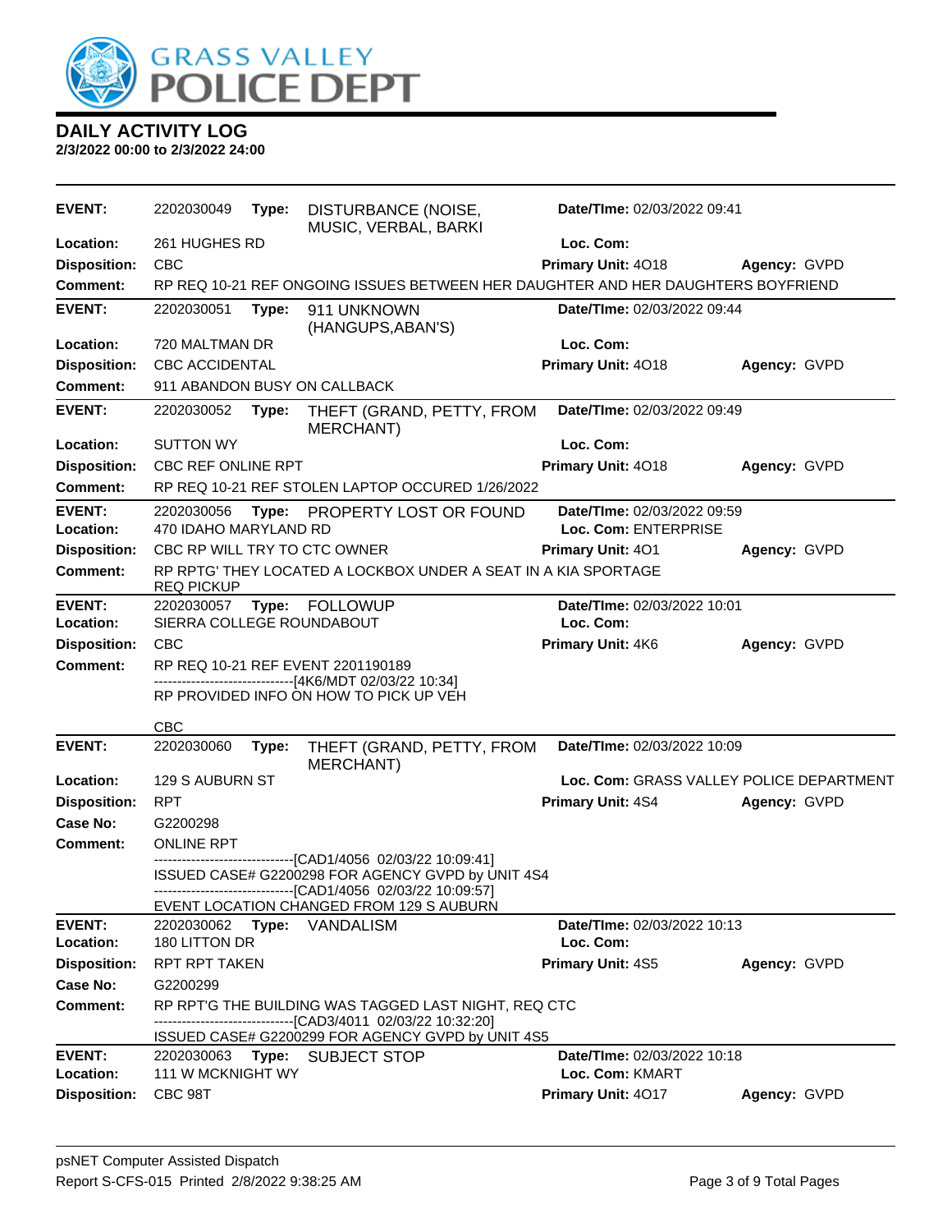# DAILY ACTIVITY LOG

**2/3/2022 00:00 to 2/3/2022 24:00**

| | | | |
|---|---|---|---|
| **EVENT:** | 2202030049 **Type:** DISTURBANCE (NOISE, MUSIC, VERBAL, BARKI | **Date/TIme:** 02/03/2022 09:41 | |
| **Location:** | 261 HUGHES RD | **Loc. Com:** | |
| **Disposition:** | CBC | **Primary Unit:** 4O18 | **Agency:** GVPD |
| **Comment:** | RP REQ 10-21 REF ONGOING ISSUES BETWEEN HER DAUGHTER AND HER DAUGHTERS BOYFRIEND | | |

| | | | |
|---|---|---|---|
| **EVENT:** | 2202030051 **Type:** 911 UNKNOWN (HANGUPS,ABAN'S) | **Date/TIme:** 02/03/2022 09:44 | |
| **Location:** | 720 MALTMAN DR | **Loc. Com:** | |
| **Disposition:** | CBC ACCIDENTAL | **Primary Unit:** 4O18 | **Agency:** GVPD |
| **Comment:** | 911 ABANDON BUSY ON CALLBACK | | |

| | | | |
|---|---|---|---|
| **EVENT:** | 2202030052 **Type:** THEFT (GRAND, PETTY, FROM MERCHANT) | **Date/TIme:** 02/03/2022 09:49 | |
| **Location:** | SUTTON WY | **Loc. Com:** | |
| **Disposition:** | CBC REF ONLINE RPT | **Primary Unit:** 4O18 | **Agency:** GVPD |
| **Comment:** | RP REQ 10-21 REF STOLEN LAPTOP OCCURED 1/26/2022 | | |

| | | | |
|---|---|---|---|
| **EVENT:** | 2202030056 **Type:** PROPERTY LOST OR FOUND | **Date/TIme:** 02/03/2022 09:59 | |
| **Location:** | 470 IDAHO MARYLAND RD | **Loc. Com:** ENTERPRISE | |
| **Disposition:** | CBC RP WILL TRY TO CTC OWNER | **Primary Unit:** 4O1 | **Agency:** GVPD |
| **Comment:** | RP RPTG' THEY LOCATED A LOCKBOX UNDER A SEAT IN A KIA SPORTAGE REQ PICKUP | | |

| | | | |
|---|---|---|---|
| **EVENT:** | 2202030057 **Type:** FOLLOWUP | **Date/TIme:** 02/03/2022 10:01 | |
| **Location:** | SIERRA COLLEGE ROUNDABOUT | **Loc. Com:** | |
| **Disposition:** | CBC | **Primary Unit:** 4K6 | **Agency:** GVPD |
| **Comment:** | RP REQ 10-21 REF EVENT 2201190189<br>-------------------------------[4K6/MDT 02/03/22 10:34]<br>RP PROVIDED INFO ON HOW TO PICK UP VEH<br><br>CBC | | |

| | | | |
|---|---|---|---|
| **EVENT:** | 2202030060 **Type:** THEFT (GRAND, PETTY, FROM MERCHANT) | **Date/TIme:** 02/03/2022 10:09 | |
| **Location:** | 129 S AUBURN ST | **Loc. Com:** GRASS VALLEY POLICE DEPARTMENT | |
| **Disposition:** | RPT | **Primary Unit:** 4S4 | **Agency:** GVPD |
| **Case No:** | G2200298 | | |
| **Comment:** | ONLINE RPT<br>-------------------------------[CAD1/4056 02/03/22 10:09:41]<br>ISSUED CASE# G2200298 FOR AGENCY GVPD by UNIT 4S4<br>-------------------------------[CAD1/4056 02/03/22 10:09:57]<br>EVENT LOCATION CHANGED FROM 129 S AUBURN | | |

| | | | |
|---|---|---|---|
| **EVENT:** | 2202030062 **Type:** VANDALISM | **Date/TIme:** 02/03/2022 10:13 | |
| **Location:** | 180 LITTON DR | **Loc. Com:** | |
| **Disposition:** | RPT RPT TAKEN | **Primary Unit:** 4S5 | **Agency:** GVPD |
| **Case No:** | G2200299 | | |
| **Comment:** | RP RPT'G THE BUILDING WAS TAGGED LAST NIGHT, REQ CTC<br>-------------------------------[CAD3/4011 02/03/22 10:32:20]<br>ISSUED CASE# G2200299 FOR AGENCY GVPD by UNIT 4S5 | | |

| | | | |
|---|---|---|---|
| **EVENT:** | 2202030063 **Type:** SUBJECT STOP | **Date/TIme:** 02/03/2022 10:18 | |
| **Location:** | 111 W MCKNIGHT WY | **Loc. Com:** KMART | |
| **Disposition:** | CBC 98T | **Primary Unit:** 4O17 | **Agency:** GVPD |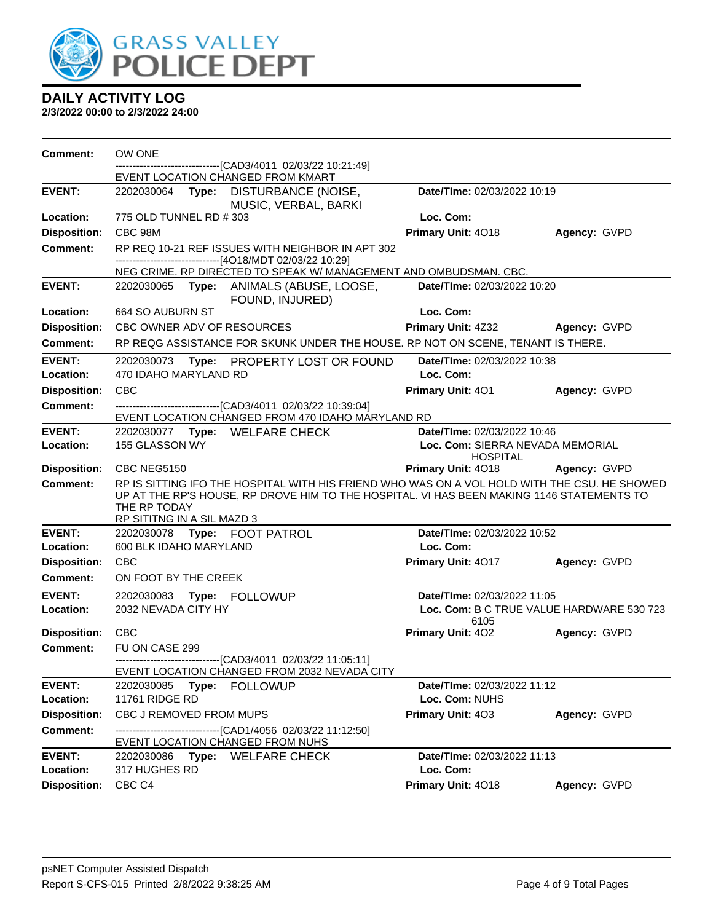# GRASS VALLEY POLICE DEPT

## DAILY ACTIVITY LOG

**2/3/2022 00:00 to 2/3/2022 24:00**

**Comment:** OW ONE
------------------------------[CAD3/4011 02/03/22 10:21:49]
EVENT LOCATION CHANGED FROM KMART

---

**EVENT:** 2202030064 **Type:** DISTURBANCE (NOISE, MUSIC, VERBAL, BARKI **Date/TIme:** 02/03/2022 10:19
**Location:** 775 OLD TUNNEL RD # 303 **Loc. Com:**
**Disposition:** CBC 98M **Primary Unit:** 4O18 **Agency:** GVPD
**Comment:** RP REQ 10-21 REF ISSUES WITH NEIGHBOR IN APT 302
------------------------------[4O18/MDT 02/03/22 10:29]
NEG CRIME. RP DIRECTED TO SPEAK W/ MANAGEMENT AND OMBUDSMAN. CBC.

---

**EVENT:** 2202030065 **Type:** ANIMALS (ABUSE, LOOSE, FOUND, INJURED) **Date/TIme:** 02/03/2022 10:20
**Location:** 664 SO AUBURN ST **Loc. Com:**
**Disposition:** CBC OWNER ADV OF RESOURCES **Primary Unit:** 4Z32 **Agency:** GVPD
**Comment:** RP REQG ASSISTANCE FOR SKUNK UNDER THE HOUSE. RP NOT ON SCENE, TENANT IS THERE.

---

**EVENT:** 2202030073 **Type:** PROPERTY LOST OR FOUND **Date/TIme:** 02/03/2022 10:38
**Location:** 470 IDAHO MARYLAND RD **Loc. Com:**
**Disposition:** CBC **Primary Unit:** 4O1 **Agency:** GVPD
**Comment:** ------------------------------[CAD3/4011 02/03/22 10:39:04]
EVENT LOCATION CHANGED FROM 470 IDAHO MARYLAND RD

---

**EVENT:** 2202030077 **Type:** WELFARE CHECK **Date/TIme:** 02/03/2022 10:46
**Location:** 155 GLASSON WY **Loc. Com:** SIERRA NEVADA MEMORIAL HOSPITAL
**Disposition:** CBC NEG5150 **Primary Unit:** 4O18 **Agency:** GVPD
**Comment:** RP IS SITTING IFO THE HOSPITAL WITH HIS FRIEND WHO WAS ON A VOL HOLD WITH THE CSU. HE SHOWED UP AT THE RP'S HOUSE, RP DROVE HIM TO THE HOSPITAL. VI HAS BEEN MAKING 1146 STATEMENTS TO THE RP TODAY
RP SITITNG IN A SIL MAZD 3

---

**EVENT:** 2202030078 **Type:** FOOT PATROL **Date/TIme:** 02/03/2022 10:52
**Location:** 600 BLK IDAHO MARYLAND **Loc. Com:**
**Disposition:** CBC **Primary Unit:** 4O17 **Agency:** GVPD
**Comment:** ON FOOT BY THE CREEK

---

**EVENT:** 2202030083 **Type:** FOLLOWUP **Date/TIme:** 02/03/2022 11:05
**Location:** 2032 NEVADA CITY HY **Loc. Com:** B C TRUE VALUE HARDWARE 530 723 6105
**Disposition:** CBC **Primary Unit:** 4O2 **Agency:** GVPD
**Comment:** FU ON CASE 299
------------------------------[CAD3/4011 02/03/22 11:05:11]
EVENT LOCATION CHANGED FROM 2032 NEVADA CITY

---

**EVENT:** 2202030085 **Type:** FOLLOWUP **Date/TIme:** 02/03/2022 11:12
**Location:** 11761 RIDGE RD **Loc. Com:** NUHS
**Disposition:** CBC J REMOVED FROM MUPS **Primary Unit:** 4O3 **Agency:** GVPD
**Comment:** ------------------------------[CAD1/4056 02/03/22 11:12:50]
EVENT LOCATION CHANGED FROM NUHS

---

**EVENT:** 2202030086 **Type:** WELFARE CHECK **Date/TIme:** 02/03/2022 11:13
**Location:** 317 HUGHES RD **Loc. Com:**
**Disposition:** CBC C4 **Primary Unit:** 4O18 **Agency:** GVPD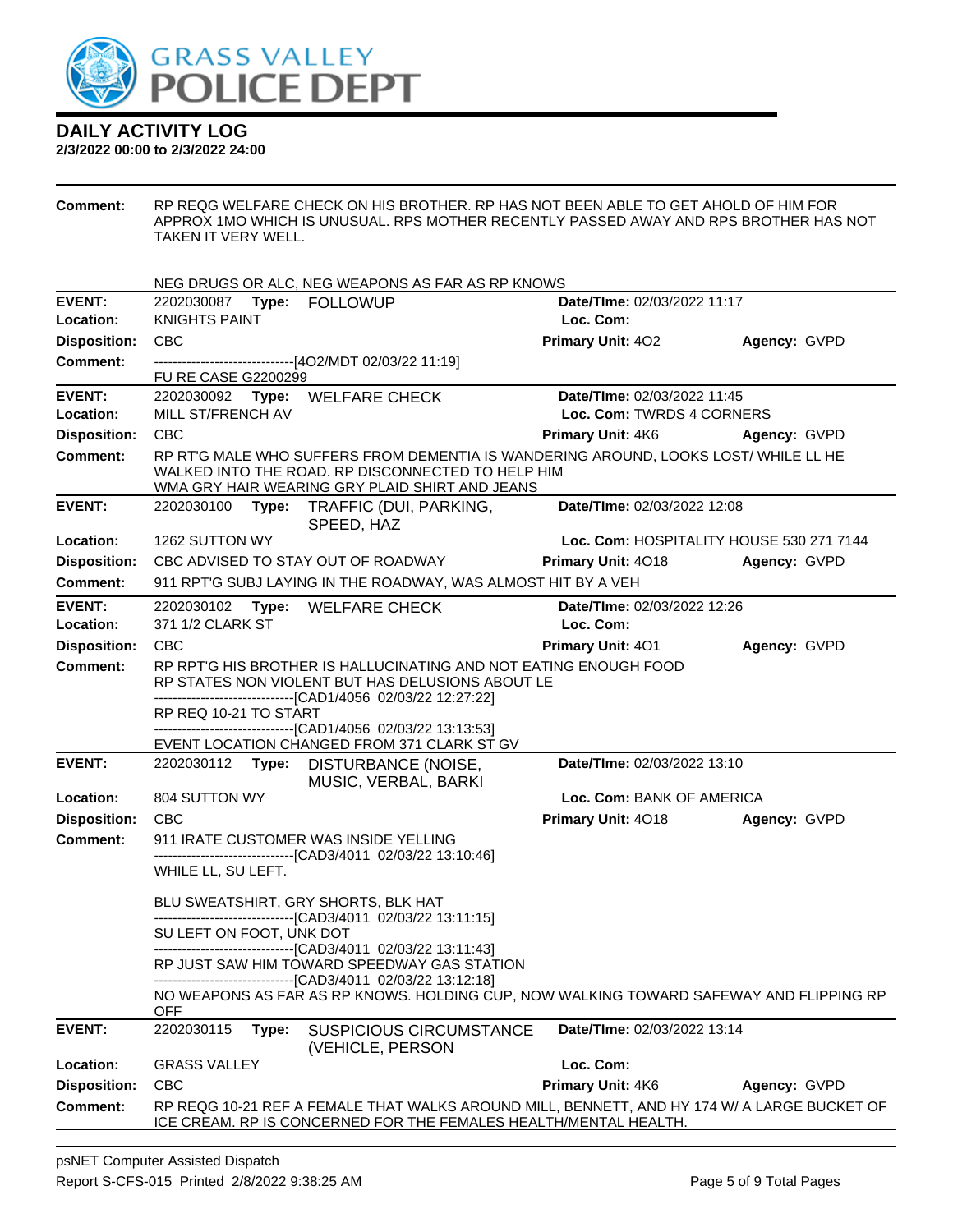## DAILY ACTIVITY LOG
**2/3/2022 00:00 to 2/3/2022 24:00**

**Comment:** RP REQG WELFARE CHECK ON HIS BROTHER. RP HAS NOT BEEN ABLE TO GET AHOLD OF HIM FOR APPROX 1MO WHICH IS UNUSUAL. RPS MOTHER RECENTLY PASSED AWAY AND RPS BROTHER HAS NOT TAKEN IT VERY WELL.

NEG DRUGS OR ALC, NEG WEAPONS AS FAR AS RP KNOWS

| | | | |
|---|---|---|---|
| **EVENT:** | 2202030087 **Type:** FOLLOWUP | **Date/TIme:** 02/03/2022 11:17 | |
| **Location:** | KNIGHTS PAINT | **Loc. Com:** | |
| **Disposition:** | CBC | **Primary Unit:** 4O2 | **Agency:** GVPD |
| **Comment:** | ------------------------------[4O2/MDT 02/03/22 11:19]<br>FU RE CASE G2200299 | | |

| | | | |
|---|---|---|---|
| **EVENT:** | 2202030092 **Type:** WELFARE CHECK | **Date/TIme:** 02/03/2022 11:45 | |
| **Location:** | MILL ST/FRENCH AV | **Loc. Com:** TWRDS 4 CORNERS | |
| **Disposition:** | CBC | **Primary Unit:** 4K6 | **Agency:** GVPD |
| **Comment:** | RP RT'G MALE WHO SUFFERS FROM DEMENTIA IS WANDERING AROUND, LOOKS LOST/ WHILE LL HE WALKED INTO THE ROAD. RP DISCONNECTED TO HELP HIM<br>WMA GRY HAIR WEARING GRY PLAID SHIRT AND JEANS | | |

| | | | |
|---|---|---|---|
| **EVENT:** | 2202030100 **Type:** TRAFFIC (DUI, PARKING, SPEED, HAZ | **Date/TIme:** 02/03/2022 12:08 | |
| **Location:** | 1262 SUTTON WY | **Loc. Com:** HOSPITALITY HOUSE 530 271 7144 | |
| **Disposition:** | CBC ADVISED TO STAY OUT OF ROADWAY | **Primary Unit:** 4O18 | **Agency:** GVPD |
| **Comment:** | 911 RPT'G SUBJ LAYING IN THE ROADWAY, WAS ALMOST HIT BY A VEH | | |

| | | | |
|---|---|---|---|
| **EVENT:** | 2202030102 **Type:** WELFARE CHECK | **Date/TIme:** 02/03/2022 12:26 | |
| **Location:** | 371 1/2 CLARK ST | **Loc. Com:** | |
| **Disposition:** | CBC | **Primary Unit:** 4O1 | **Agency:** GVPD |
| **Comment:** | RP RPT'G HIS BROTHER IS HALLUCINATING AND NOT EATING ENOUGH FOOD<br>RP STATES NON VIOLENT BUT HAS DELUSIONS ABOUT LE<br>------------------------------[CAD1/4056 02/03/22 12:27:22]<br>RP REQ 10-21 TO START<br>------------------------------[CAD1/4056 02/03/22 13:13:53]<br>EVENT LOCATION CHANGED FROM 371 CLARK ST GV | | |

| | | | |
|---|---|---|---|
| **EVENT:** | 2202030112 **Type:** DISTURBANCE (NOISE, MUSIC, VERBAL, BARKI | **Date/TIme:** 02/03/2022 13:10 | |
| **Location:** | 804 SUTTON WY | **Loc. Com:** BANK OF AMERICA | |
| **Disposition:** | CBC | **Primary Unit:** 4O18 | **Agency:** GVPD |
| **Comment:** | 911 IRATE CUSTOMER WAS INSIDE YELLING<br>------------------------------[CAD3/4011 02/03/22 13:10:46]<br>WHILE LL, SU LEFT.<br><br>BLU SWEATSHIRT, GRY SHORTS, BLK HAT<br>------------------------------[CAD3/4011 02/03/22 13:11:15]<br>SU LEFT ON FOOT, UNK DOT<br>------------------------------[CAD3/4011 02/03/22 13:11:43]<br>RP JUST SAW HIM TOWARD SPEEDWAY GAS STATION<br>------------------------------[CAD3/4011 02/03/22 13:12:18]<br>NO WEAPONS AS FAR AS RP KNOWS. HOLDING CUP, NOW WALKING TOWARD SAFEWAY AND FLIPPING RP OFF | | |

| | | | |
|---|---|---|---|
| **EVENT:** | 2202030115 **Type:** SUSPICIOUS CIRCUMSTANCE (VEHICLE, PERSON | **Date/TIme:** 02/03/2022 13:14 | |
| **Location:** | GRASS VALLEY | **Loc. Com:** | |
| **Disposition:** | CBC | **Primary Unit:** 4K6 | **Agency:** GVPD |
| **Comment:** | RP REQG 10-21 REF A FEMALE THAT WALKS AROUND MILL, BENNETT, AND HY 174 W/ A LARGE BUCKET OF ICE CREAM. RP IS CONCERNED FOR THE FEMALES HEALTH/MENTAL HEALTH. | | |

psNET Computer Assisted Dispatch
Report S-CFS-015 Printed 2/8/2022 9:38:25 AM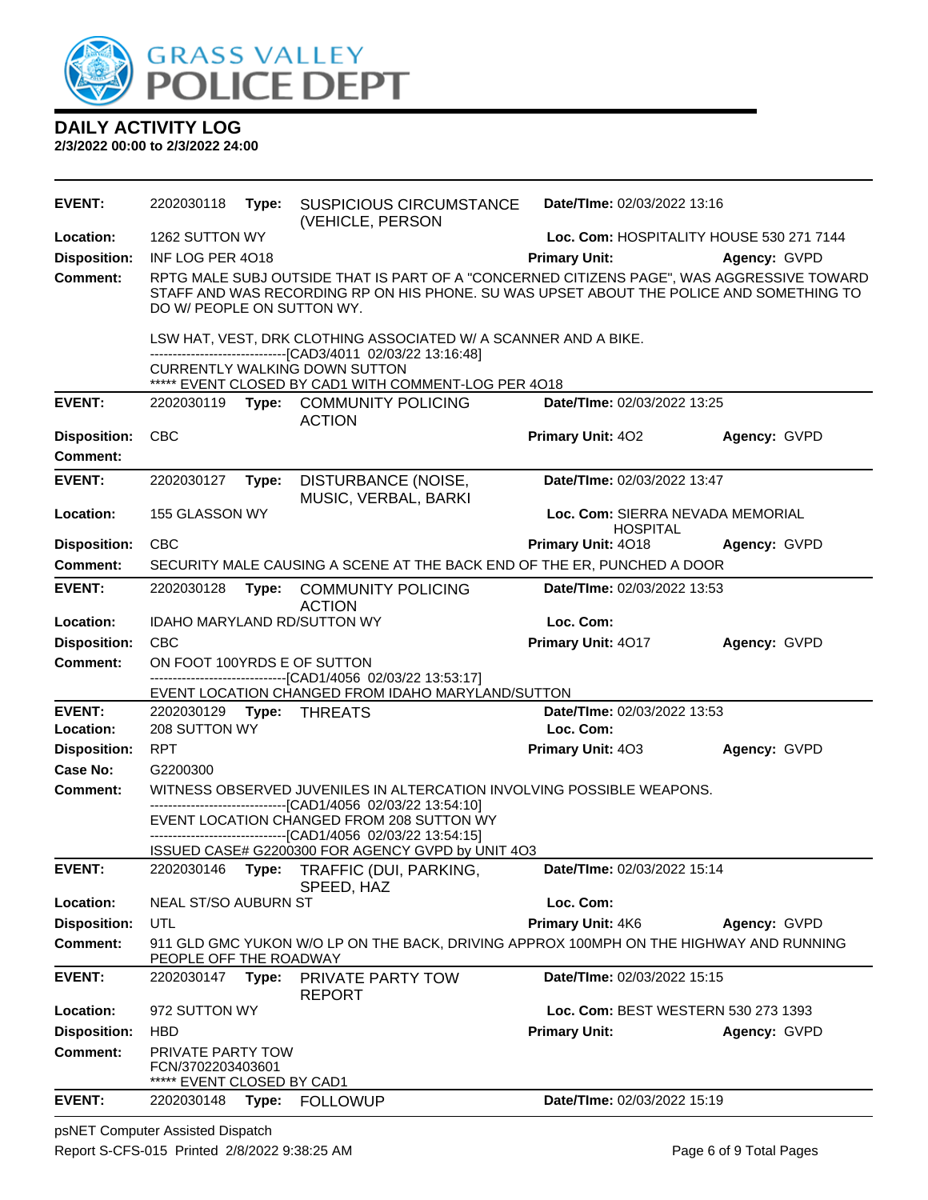# GRASS VALLEY POLICE DEPT

## DAILY ACTIVITY LOG
**2/3/2022 00:00 to 2/3/2022 24:00**

---

**EVENT:** 2202030118 **Type:** SUSPICIOUS CIRCUMSTANCE (VEHICLE, PERSON **Date/TIme:** 02/03/2022 13:16
**Location:** 1262 SUTTON WY **Loc. Com:** HOSPITALITY HOUSE 530 271 7144
**Disposition:** INF LOG PER 4O18 **Primary Unit:** **Agency:** GVPD
**Comment:** RPTG MALE SUBJ OUTSIDE THAT IS PART OF A "CONCERNED CITIZENS PAGE", WAS AGGRESSIVE TOWARD STAFF AND WAS RECORDING RP ON HIS PHONE. SU WAS UPSET ABOUT THE POLICE AND SOMETHING TO DO W/ PEOPLE ON SUTTON WY.

LSW HAT, VEST, DRK CLOTHING ASSOCIATED W/ A SCANNER AND A BIKE.
------------------------------[CAD3/4011 02/03/22 13:16:48]
CURRENTLY WALKING DOWN SUTTON
***** EVENT CLOSED BY CAD1 WITH COMMENT-LOG PER 4O18

---

**EVENT:** 2202030119 **Type:** COMMUNITY POLICING ACTION **Date/TIme:** 02/03/2022 13:25
**Disposition:** CBC **Primary Unit:** 4O2 **Agency:** GVPD
**Comment:**

---

**EVENT:** 2202030127 **Type:** DISTURBANCE (NOISE, MUSIC, VERBAL, BARKI **Date/TIme:** 02/03/2022 13:47
**Location:** 155 GLASSON WY **Loc. Com:** SIERRA NEVADA MEMORIAL HOSPITAL
**Disposition:** CBC **Primary Unit:** 4O18 **Agency:** GVPD
**Comment:** SECURITY MALE CAUSING A SCENE AT THE BACK END OF THE ER, PUNCHED A DOOR

---

**EVENT:** 2202030128 **Type:** COMMUNITY POLICING ACTION **Date/TIme:** 02/03/2022 13:53
**Location:** IDAHO MARYLAND RD/SUTTON WY **Loc. Com:**
**Disposition:** CBC **Primary Unit:** 4O17 **Agency:** GVPD
**Comment:** ON FOOT 100YRDS E OF SUTTON
------------------------------[CAD1/4056 02/03/22 13:53:17]
EVENT LOCATION CHANGED FROM IDAHO MARYLAND/SUTTON

---

**EVENT:** 2202030129 **Type:** THREATS **Date/TIme:** 02/03/2022 13:53
**Location:** 208 SUTTON WY **Loc. Com:**
**Disposition:** RPT **Primary Unit:** 4O3 **Agency:** GVPD
**Case No:** G2200300
**Comment:** WITNESS OBSERVED JUVENILES IN ALTERCATION INVOLVING POSSIBLE WEAPONS.
------------------------------[CAD1/4056 02/03/22 13:54:10]
EVENT LOCATION CHANGED FROM 208 SUTTON WY
------------------------------[CAD1/4056 02/03/22 13:54:15]
ISSUED CASE# G2200300 FOR AGENCY GVPD by UNIT 4O3

---

**EVENT:** 2202030146 **Type:** TRAFFIC (DUI, PARKING, SPEED, HAZ **Date/TIme:** 02/03/2022 15:14
**Location:** NEAL ST/SO AUBURN ST **Loc. Com:**
**Disposition:** UTL **Primary Unit:** 4K6 **Agency:** GVPD
**Comment:** 911 GLD GMC YUKON W/O LP ON THE BACK, DRIVING APPROX 100MPH ON THE HIGHWAY AND RUNNING PEOPLE OFF THE ROADWAY

---

**EVENT:** 2202030147 **Type:** PRIVATE PARTY TOW REPORT **Date/TIme:** 02/03/2022 15:15
**Location:** 972 SUTTON WY **Loc. Com:** BEST WESTERN 530 273 1393
**Disposition:** HBD **Primary Unit:** **Agency:** GVPD
**Comment:** PRIVATE PARTY TOW
FCN/3702203403601
***** EVENT CLOSED BY CAD1

---

**EVENT:** 2202030148 **Type:** FOLLOWUP **Date/TIme:** 02/03/2022 15:19

---

psNET Computer Assisted Dispatch
Report S-CFS-015 Printed 2/8/2022 9:38:25 AM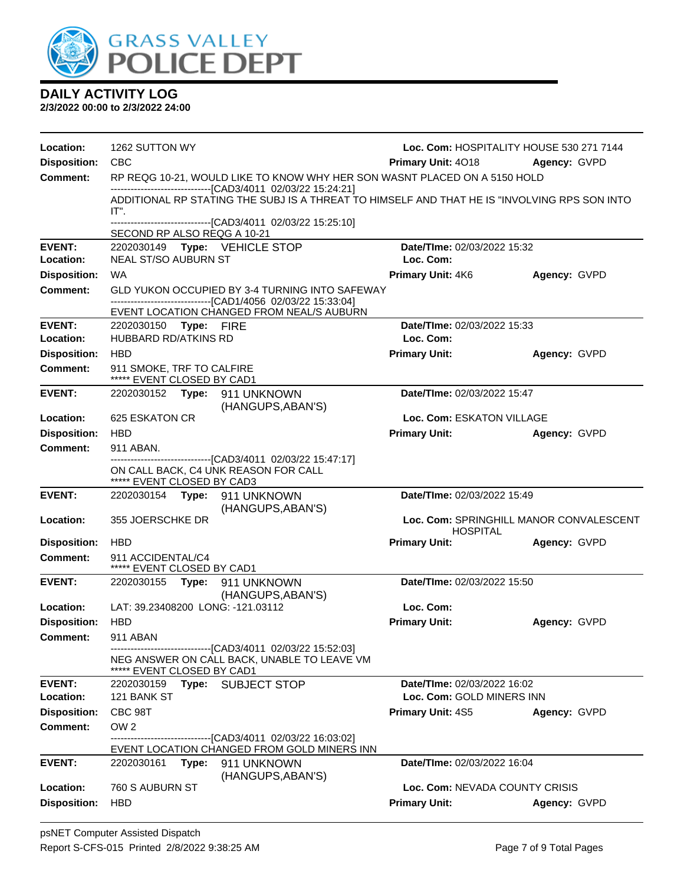# DAILY ACTIVITY LOG

**2/3/2022 00:00 to 2/3/2022 24:00**

| | | | |
|---|---|---|---|
| **Location:** | 1262 SUTTON WY | **Loc. Com:** HOSPITALITY HOUSE 530 271 7144 | |
| **Disposition:** | CBC | **Primary Unit:** 4O18 | **Agency:** GVPD |

**Comment:** RP REQG 10-21, WOULD LIKE TO KNOW WHY HER SON WASNT PLACED ON A 5150 HOLD
------------------------------[CAD3/4011 02/03/22 15:24:21]
ADDITIONAL RP STATING THE SUBJ IS A THREAT TO HIMSELF AND THAT HE IS "INVOLVING RPS SON INTO IT".
------------------------------[CAD3/4011 02/03/22 15:25:10]
SECOND RP ALSO REQG A 10-21

---

| | | | |
|---|---|---|---|
| **EVENT:** | 2202030149 **Type:** VEHICLE STOP | **Date/TIme:** 02/03/2022 15:32 | |
| **Location:** | NEAL ST/SO AUBURN ST | **Loc. Com:** | |
| **Disposition:** | WA | **Primary Unit:** 4K6 | **Agency:** GVPD |

**Comment:** GLD YUKON OCCUPIED BY 3-4 TURNING INTO SAFEWAY
------------------------------[CAD1/4056 02/03/22 15:33:04]
EVENT LOCATION CHANGED FROM NEAL/S AUBURN

---

| | | | |
|---|---|---|---|
| **EVENT:** | 2202030150 **Type:** FIRE | **Date/TIme:** 02/03/2022 15:33 | |
| **Location:** | HUBBARD RD/ATKINS RD | **Loc. Com:** | |
| **Disposition:** | HBD | **Primary Unit:** | **Agency:** GVPD |

**Comment:** 911 SMOKE, TRF TO CALFIRE
***** EVENT CLOSED BY CAD1

---

| | | | |
|---|---|---|---|
| **EVENT:** | 2202030152 **Type:** 911 UNKNOWN (HANGUPS,ABAN'S) | **Date/TIme:** 02/03/2022 15:47 | |
| **Location:** | 625 ESKATON CR | **Loc. Com:** ESKATON VILLAGE | |
| **Disposition:** | HBD | **Primary Unit:** | **Agency:** GVPD |

**Comment:** 911 ABAN.
------------------------------[CAD3/4011 02/03/22 15:47:17]
ON CALL BACK, C4 UNK REASON FOR CALL
***** EVENT CLOSED BY CAD3

---

| | | | |
|---|---|---|---|
| **EVENT:** | 2202030154 **Type:** 911 UNKNOWN (HANGUPS,ABAN'S) | **Date/TIme:** 02/03/2022 15:49 | |
| **Location:** | 355 JOERSCHKE DR | **Loc. Com:** SPRINGHILL MANOR CONVALESCENT HOSPITAL | |
| **Disposition:** | HBD | **Primary Unit:** | **Agency:** GVPD |

**Comment:** 911 ACCIDENTAL/C4
***** EVENT CLOSED BY CAD1

---

| | | | |
|---|---|---|---|
| **EVENT:** | 2202030155 **Type:** 911 UNKNOWN (HANGUPS,ABAN'S) | **Date/TIme:** 02/03/2022 15:50 | |
| **Location:** | LAT: 39.23408200 LONG: -121.03112 | **Loc. Com:** | |
| **Disposition:** | HBD | **Primary Unit:** | **Agency:** GVPD |

**Comment:** 911 ABAN
------------------------------[CAD3/4011 02/03/22 15:52:03]
NEG ANSWER ON CALL BACK, UNABLE TO LEAVE VM
***** EVENT CLOSED BY CAD1

---

| | | | |
|---|---|---|---|
| **EVENT:** | 2202030159 **Type:** SUBJECT STOP | **Date/TIme:** 02/03/2022 16:02 | |
| **Location:** | 121 BANK ST | **Loc. Com:** GOLD MINERS INN | |
| **Disposition:** | CBC 98T | **Primary Unit:** 4S5 | **Agency:** GVPD |

**Comment:** OW 2
------------------------------[CAD3/4011 02/03/22 16:03:02]
EVENT LOCATION CHANGED FROM GOLD MINERS INN

---

| | | | |
|---|---|---|---|
| **EVENT:** | 2202030161 **Type:** 911 UNKNOWN (HANGUPS,ABAN'S) | **Date/TIme:** 02/03/2022 16:04 | |
| **Location:** | 760 S AUBURN ST | **Loc. Com:** NEVADA COUNTY CRISIS | |
| **Disposition:** | HBD | **Primary Unit:** | **Agency:** GVPD |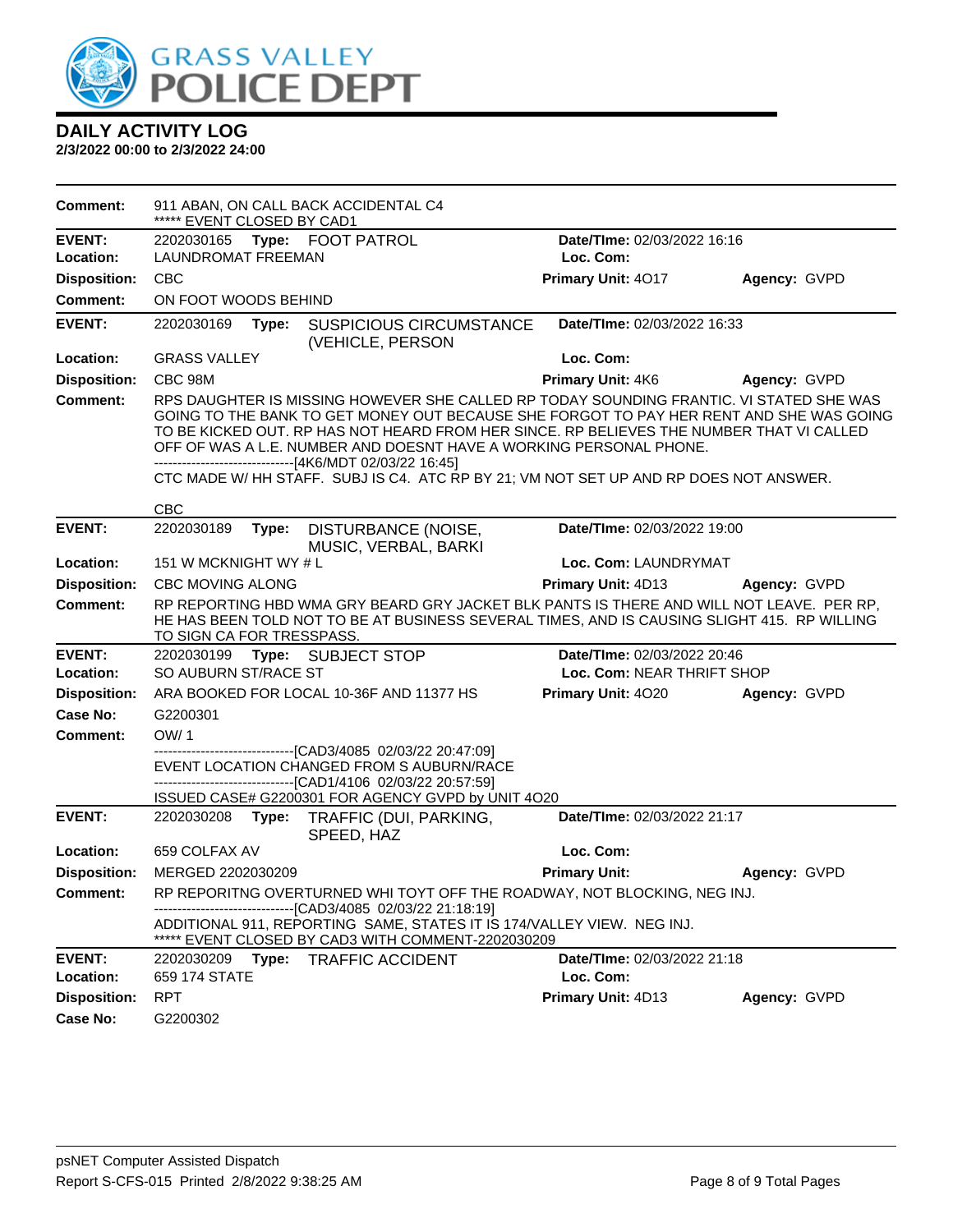# DAILY ACTIVITY LOG

**2/3/2022 00:00 to 2/3/2022 24:00**

| | | | |
|---|---|---|---|
| **Comment:** | 911 ABAN, ON CALL BACK ACCIDENTAL C4<br>***** EVENT CLOSED BY CAD1 | | |
| **EVENT:** | 2202030165 **Type:** FOOT PATROL | **Date/TIme:** 02/03/2022 16:16 | |
| **Location:** | LAUNDROMAT FREEMAN | **Loc. Com:** | |
| **Disposition:** | CBC | **Primary Unit:** 4O17 | **Agency:** GVPD |
| **Comment:** | ON FOOT WOODS BEHIND | | |
| **EVENT:** | 2202030169 **Type:** SUSPICIOUS CIRCUMSTANCE (VEHICLE, PERSON | **Date/TIme:** 02/03/2022 16:33 | |
| **Location:** | GRASS VALLEY | **Loc. Com:** | |
| **Disposition:** | CBC 98M | **Primary Unit:** 4K6 | **Agency:** GVPD |
| **Comment:** | RPS DAUGHTER IS MISSING HOWEVER SHE CALLED RP TODAY SOUNDING FRANTIC. VI STATED SHE WAS GOING TO THE BANK TO GET MONEY OUT BECAUSE SHE FORGOT TO PAY HER RENT AND SHE WAS GOING TO BE KICKED OUT. RP HAS NOT HEARD FROM HER SINCE. RP BELIEVES THE NUMBER THAT VI CALLED OFF OF WAS A L.E. NUMBER AND DOESNT HAVE A WORKING PERSONAL PHONE.<br>------------------------------[4K6/MDT 02/03/22 16:45]<br>CTC MADE W/ HH STAFF. SUBJ IS C4. ATC RP BY 21; VM NOT SET UP AND RP DOES NOT ANSWER.<br><br>CBC | | |
| **EVENT:** | 2202030189 **Type:** DISTURBANCE (NOISE, MUSIC, VERBAL, BARKI | **Date/TIme:** 02/03/2022 19:00 | |
| **Location:** | 151 W MCKNIGHT WY # L | **Loc. Com:** LAUNDRYMAT | |
| **Disposition:** | CBC MOVING ALONG | **Primary Unit:** 4D13 | **Agency:** GVPD |
| **Comment:** | RP REPORTING HBD WMA GRY BEARD GRY JACKET BLK PANTS IS THERE AND WILL NOT LEAVE. PER RP, HE HAS BEEN TOLD NOT TO BE AT BUSINESS SEVERAL TIMES, AND IS CAUSING SLIGHT 415. RP WILLING TO SIGN CA FOR TRESSPASS. | | |
| **EVENT:** | 2202030199 **Type:** SUBJECT STOP | **Date/TIme:** 02/03/2022 20:46 | |
| **Location:** | SO AUBURN ST/RACE ST | **Loc. Com:** NEAR THRIFT SHOP | |
| **Disposition:** | ARA BOOKED FOR LOCAL 10-36F AND 11377 HS | **Primary Unit:** 4O20 | **Agency:** GVPD |
| **Case No:** | G2200301 | | |
| **Comment:** | OW/ 1<br>------------------------------[CAD3/4085 02/03/22 20:47:09]<br>EVENT LOCATION CHANGED FROM S AUBURN/RACE<br>------------------------------[CAD1/4106 02/03/22 20:57:59]<br>ISSUED CASE# G2200301 FOR AGENCY GVPD by UNIT 4O20 | | |
| **EVENT:** | 2202030208 **Type:** TRAFFIC (DUI, PARKING, SPEED, HAZ | **Date/TIme:** 02/03/2022 21:17 | |
| **Location:** | 659 COLFAX AV | **Loc. Com:** | |
| **Disposition:** | MERGED 2202030209 | **Primary Unit:** | **Agency:** GVPD |
| **Comment:** | RP REPORITNG OVERTURNED WHI TOYT OFF THE ROADWAY, NOT BLOCKING, NEG INJ.<br>------------------------------[CAD3/4085 02/03/22 21:18:19]<br>ADDITIONAL 911, REPORTING SAME, STATES IT IS 174/VALLEY VIEW. NEG INJ.<br>***** EVENT CLOSED BY CAD3 WITH COMMENT-2202030209 | | |
| **EVENT:** | 2202030209 **Type:** TRAFFIC ACCIDENT | **Date/TIme:** 02/03/2022 21:18 | |
| **Location:** | 659 174 STATE | **Loc. Com:** | |
| **Disposition:** | RPT | **Primary Unit:** 4D13 | **Agency:** GVPD |
| **Case No:** | G2200302 | | |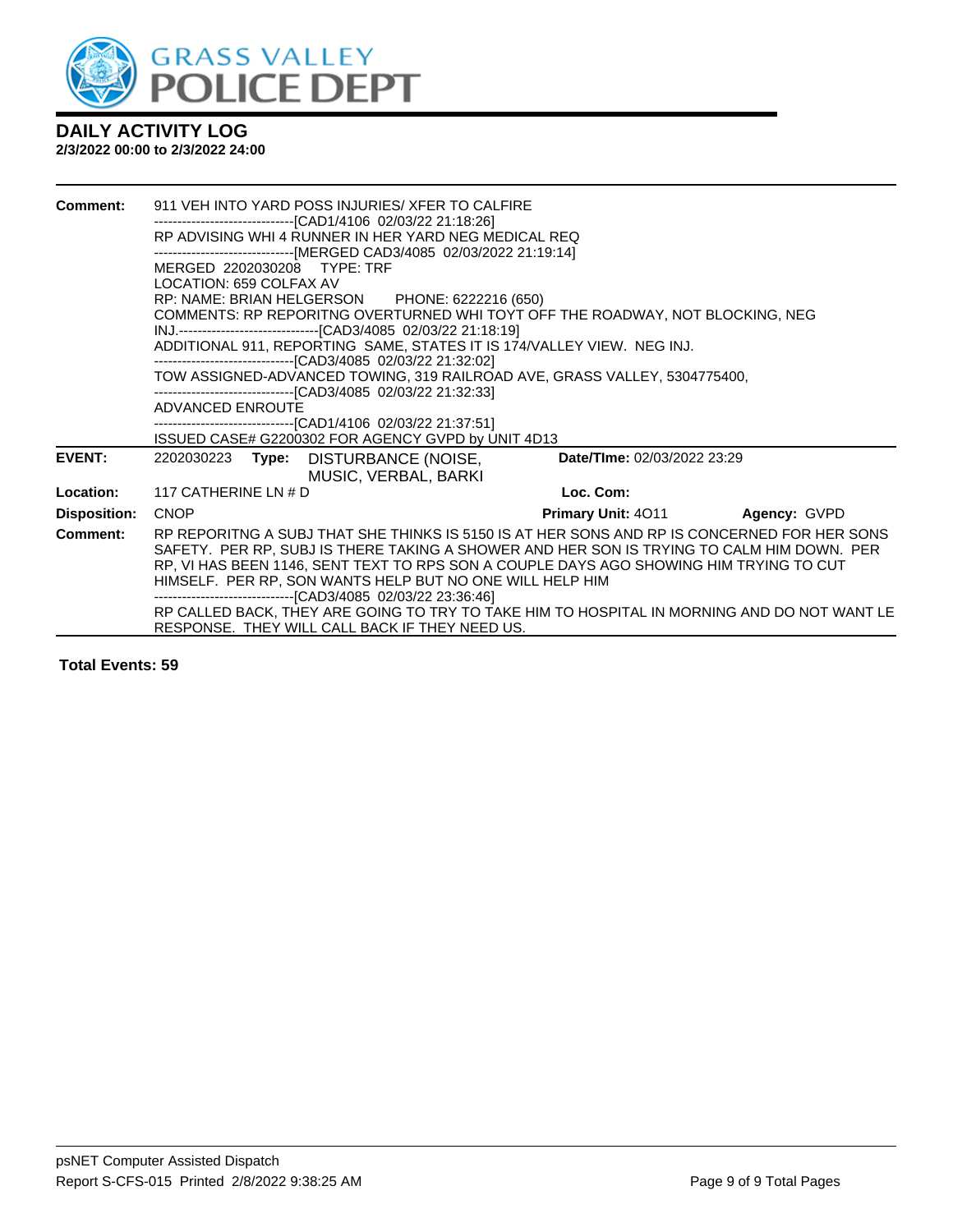# DAILY ACTIVITY LOG

**2/3/2022 00:00 to 2/3/2022 24:00**

| | |
|---|---|
| **Comment:** | 911 VEH INTO YARD POSS INJURIES/ XFER TO CALFIRE<br>------------------------------[CAD1/4106 02/03/22 21:18:26]<br>RP ADVISING WHI 4 RUNNER IN HER YARD NEG MEDICAL REQ<br>------------------------------[MERGED CAD3/4085 02/03/2022 21:19:14]<br>MERGED 2202030208 TYPE: TRF<br>LOCATION: 659 COLFAX AV<br>RP: NAME: BRIAN HELGERSON PHONE: 6222216 (650)<br>COMMENTS: RP REPORITNG OVERTURNED WHI TOYT OFF THE ROADWAY, NOT BLOCKING, NEG INJ.------------------------------[CAD3/4085 02/03/22 21:18:19]<br>ADDITIONAL 911, REPORTING SAME, STATES IT IS 174/VALLEY VIEW. NEG INJ.<br>------------------------------[CAD3/4085 02/03/22 21:32:02]<br>TOW ASSIGNED-ADVANCED TOWING, 319 RAILROAD AVE, GRASS VALLEY, 5304775400,<br>------------------------------[CAD3/4085 02/03/22 21:32:33]<br>ADVANCED ENROUTE<br>------------------------------[CAD1/4106 02/03/22 21:37:51]<br>ISSUED CASE# G2200302 FOR AGENCY GVPD by UNIT 4D13 |

| | | | | |
|---|---|---|---|---|
| **EVENT:** | 2202030223 **Type:** DISTURBANCE (NOISE, MUSIC, VERBAL, BARKI | **Date/TIme:** 02/03/2022 23:29 | | |
| **Location:** | 117 CATHERINE LN # D | **Loc. Com:** | | |
| **Disposition:** | CNOP | **Primary Unit:** 4O11 | **Agency:** GVPD | |
| **Comment:** | RP REPORITNG A SUBJ THAT SHE THINKS IS 5150 IS AT HER SONS AND RP IS CONCERNED FOR HER SONS SAFETY. PER RP, SUBJ IS THERE TAKING A SHOWER AND HER SON IS TRYING TO CALM HIM DOWN. PER RP, VI HAS BEEN 1146, SENT TEXT TO RPS SON A COUPLE DAYS AGO SHOWING HIM TRYING TO CUT HIMSELF. PER RP, SON WANTS HELP BUT NO ONE WILL HELP HIM<br>------------------------------[CAD3/4085 02/03/22 23:36:46]<br>RP CALLED BACK, THEY ARE GOING TO TRY TO TAKE HIM TO HOSPITAL IN MORNING AND DO NOT WANT LE RESPONSE. THEY WILL CALL BACK IF THEY NEED US. | | | |

**Total Events: 59**